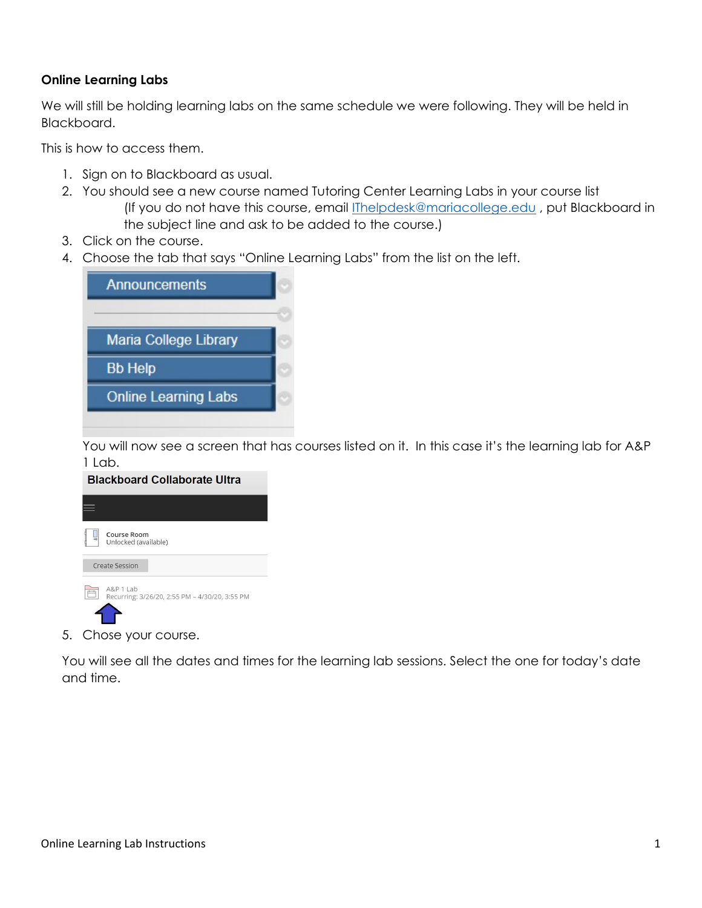**Online Learning Labs**

We will still be holding learning labs on the same schedule we were following. They will be held in Blackboard.

This is how to access them.

1. Sign on to Blackboard as usual.
2. You should see a new course named Tutoring Center Learning Labs in your course list
   (If you do not have this course, email ITHelpdesk@mariacollege.edu , put Blackboard in the subject line and ask to be added to the course.)
3. Click on the course.
4. Choose the tab that says "Online Learning Labs" from the list on the left.

   Announcements

   Maria College Library

   Bb Help

   Online Learning Labs

   You will now see a screen that has courses listed on it. In this case it's the learning lab for A&P 1 Lab.

   Blackboard Collaborate Ultra

   Course Room
   Unlocked (available)

   Create Session

   A&P 1 Lab
   Recurring: 3/26/20, 2:55 PM – 4/30/20, 3:55 PM

5. Chose your course.

You will see all the dates and times for the learning lab sessions. Select the one for today's date and time.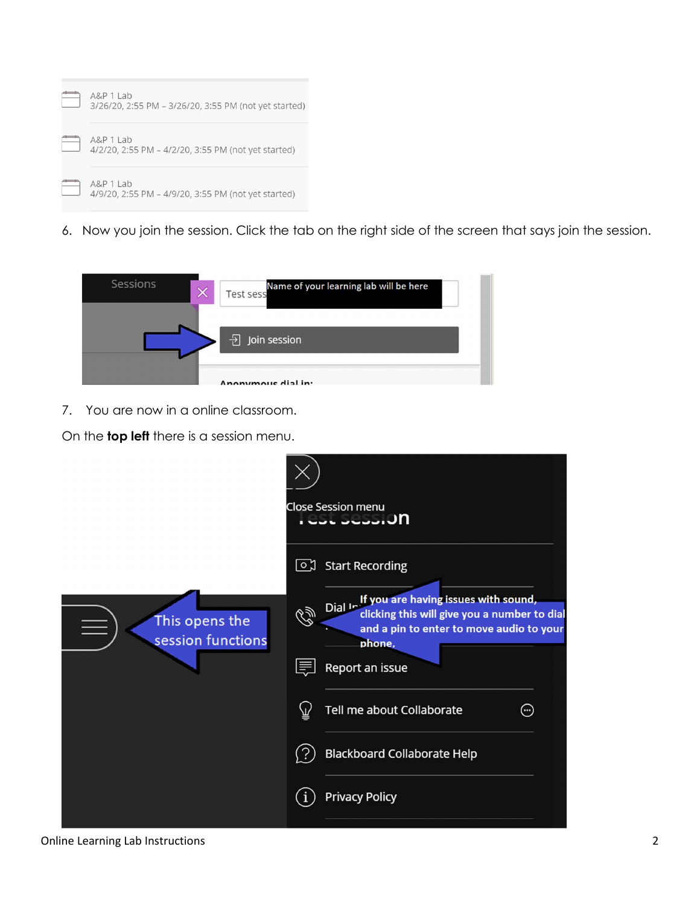6. Now you join the session. Click the tab on the right side of the screen that says join the session.

7. You are now in a online classroom.

On the **top left** there is a session menu.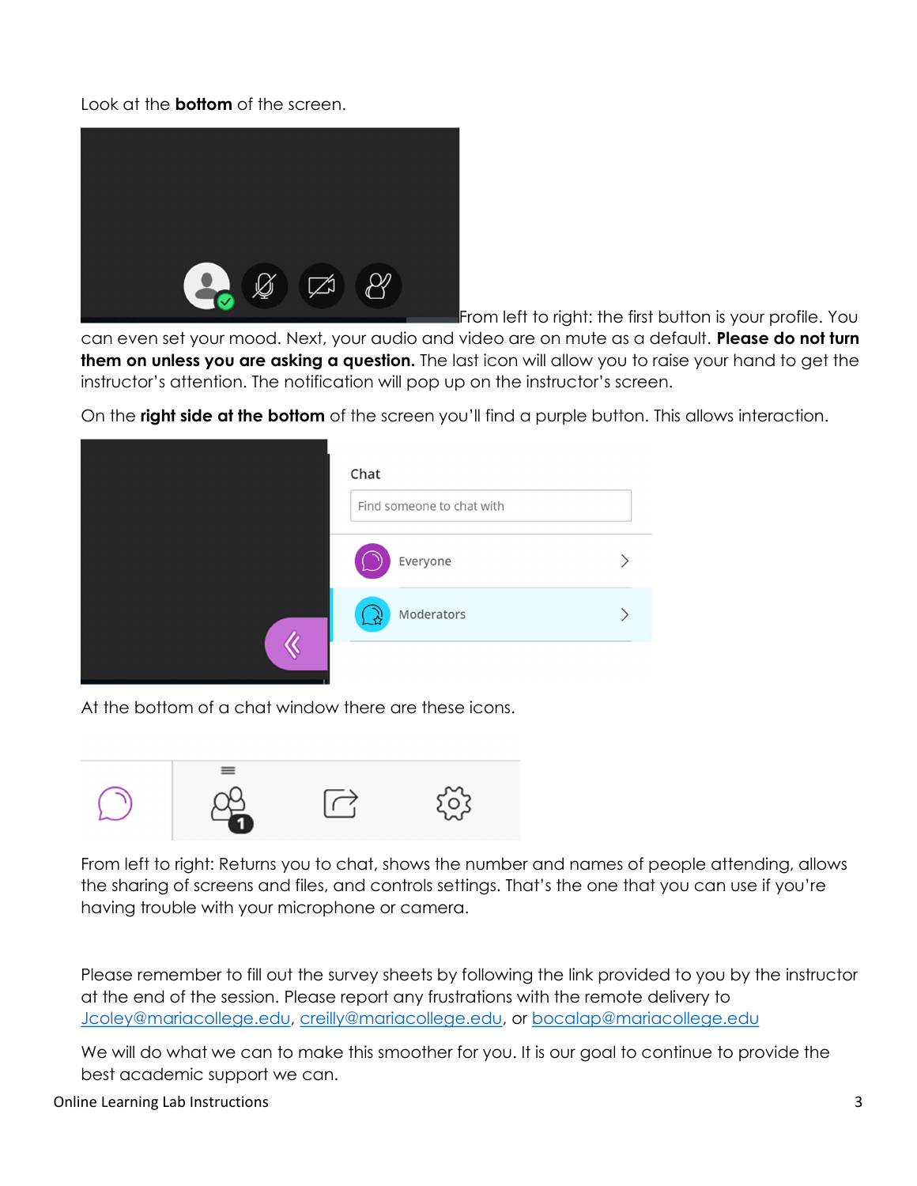Look at the **bottom** of the screen.

From left to right: the first button is your profile. You can even set your mood. Next, your audio and video are on mute as a default. **Please do not turn them on unless you are asking a question.** The last icon will allow you to raise your hand to get the instructor's attention. The notification will pop up on the instructor's screen.

On the **right side at the bottom** of the screen you'll find a purple button. This allows interaction.

At the bottom of a chat window there are these icons.

From left to right: Returns you to chat, shows the number and names of people attending, allows the sharing of screens and files, and controls settings. That's the one that you can use if you're having trouble with your microphone or camera.

Please remember to fill out the survey sheets by following the link provided to you by the instructor at the end of the session. Please report any frustrations with the remote delivery to Jcoley@mariacollege.edu, creilly@mariacollege.edu, or bocalap@mariacollege.edu

We will do what we can to make this smoother for you. It is our goal to continue to provide the best academic support we can.